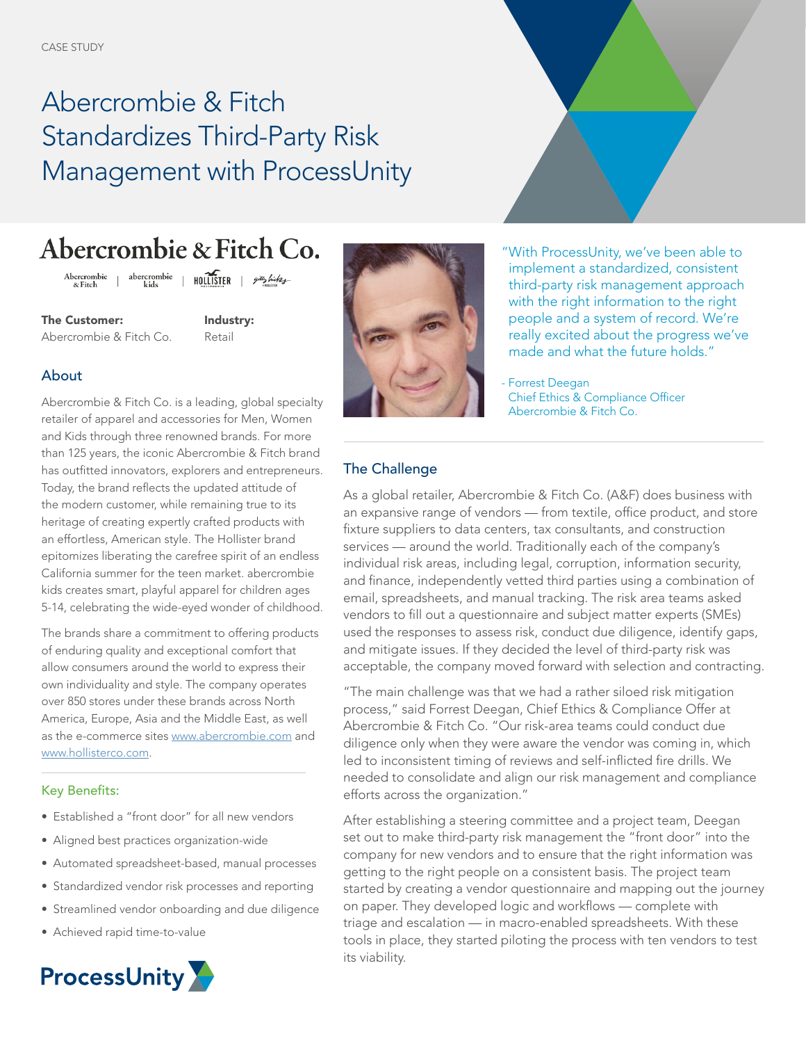CASE STUDY

# Abercrombie & Fitch Standardizes Third-Party Risk Management with ProcessUnity

**The Customer:**
Abercrombie & Fitch Co.

**Industry:**
Retail

## About

Abercrombie & Fitch Co. is a leading, global specialty retailer of apparel and accessories for Men, Women and Kids through three renowned brands. For more than 125 years, the iconic Abercrombie & Fitch brand has outfitted innovators, explorers and entrepreneurs. Today, the brand reflects the updated attitude of the modern customer, while remaining true to its heritage of creating expertly crafted products with an effortless, American style. The Hollister brand epitomizes liberating the carefree spirit of an endless California summer for the teen market. abercrombie kids creates smart, playful apparel for children ages 5-14, celebrating the wide-eyed wonder of childhood.

The brands share a commitment to offering products of enduring quality and exceptional comfort that allow consumers around the world to express their own individuality and style. The company operates over 850 stores under these brands across North America, Europe, Asia and the Middle East, as well as the e-commerce sites www.abercrombie.com and www.hollisterco.com.

### Key Benefits:

- Established a "front door" for all new vendors
- Aligned best practices organization-wide
- Automated spreadsheet-based, manual processes
- Standardized vendor risk processes and reporting
- Streamlined vendor onboarding and due diligence
- Achieved rapid time-to-value

"With ProcessUnity, we've been able to implement a standardized, consistent third-party risk management approach with the right information to the right people and a system of record. We're really excited about the progress we've made and what the future holds."

- Forrest Deegan
Chief Ethics & Compliance Officer
Abercrombie & Fitch Co.

## The Challenge

As a global retailer, Abercrombie & Fitch Co. (A&F) does business with an expansive range of vendors — from textile, office product, and store fixture suppliers to data centers, tax consultants, and construction services — around the world. Traditionally each of the company's individual risk areas, including legal, corruption, information security, and finance, independently vetted third parties using a combination of email, spreadsheets, and manual tracking. The risk area teams asked vendors to fill out a questionnaire and subject matter experts (SMEs) used the responses to assess risk, conduct due diligence, identify gaps, and mitigate issues. If they decided the level of third-party risk was acceptable, the company moved forward with selection and contracting.

"The main challenge was that we had a rather siloed risk mitigation process," said Forrest Deegan, Chief Ethics & Compliance Offer at Abercrombie & Fitch Co. "Our risk-area teams could conduct due diligence only when they were aware the vendor was coming in, which led to inconsistent timing of reviews and self-inflicted fire drills. We needed to consolidate and align our risk management and compliance efforts across the organization."

After establishing a steering committee and a project team, Deegan set out to make third-party risk management the "front door" into the company for new vendors and to ensure that the right information was getting to the right people on a consistent basis. The project team started by creating a vendor questionnaire and mapping out the journey on paper. They developed logic and workflows — complete with triage and escalation — in macro-enabled spreadsheets. With these tools in place, they started piloting the process with ten vendors to test its viability.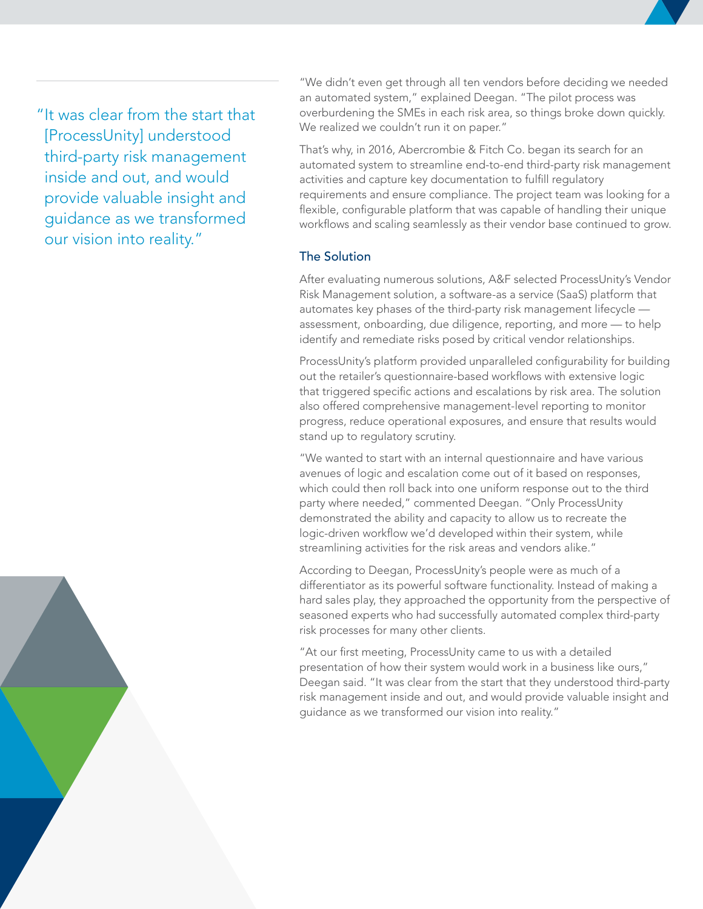> "It was clear from the start that [ProcessUnity] understood third-party risk management inside and out, and would provide valuable insight and guidance as we transformed our vision into reality."

"We didn't even get through all ten vendors before deciding we needed an automated system," explained Deegan. "The pilot process was overburdening the SMEs in each risk area, so things broke down quickly. We realized we couldn't run it on paper."

That's why, in 2016, Abercrombie & Fitch Co. began its search for an automated system to streamline end-to-end third-party risk management activities and capture key documentation to fulfill regulatory requirements and ensure compliance. The project team was looking for a flexible, configurable platform that was capable of handling their unique workflows and scaling seamlessly as their vendor base continued to grow.

### The Solution

After evaluating numerous solutions, A&F selected ProcessUnity's Vendor Risk Management solution, a software-as a service (SaaS) platform that automates key phases of the third-party risk management lifecycle — assessment, onboarding, due diligence, reporting, and more — to help identify and remediate risks posed by critical vendor relationships.

ProcessUnity's platform provided unparalleled configurability for building out the retailer's questionnaire-based workflows with extensive logic that triggered specific actions and escalations by risk area. The solution also offered comprehensive management-level reporting to monitor progress, reduce operational exposures, and ensure that results would stand up to regulatory scrutiny.

"We wanted to start with an internal questionnaire and have various avenues of logic and escalation come out of it based on responses, which could then roll back into one uniform response out to the third party where needed," commented Deegan. "Only ProcessUnity demonstrated the ability and capacity to allow us to recreate the logic-driven workflow we'd developed within their system, while streamlining activities for the risk areas and vendors alike."

According to Deegan, ProcessUnity's people were as much of a differentiator as its powerful software functionality. Instead of making a hard sales play, they approached the opportunity from the perspective of seasoned experts who had successfully automated complex third-party risk processes for many other clients.

"At our first meeting, ProcessUnity came to us with a detailed presentation of how their system would work in a business like ours," Deegan said. "It was clear from the start that they understood third-party risk management inside and out, and would provide valuable insight and guidance as we transformed our vision into reality."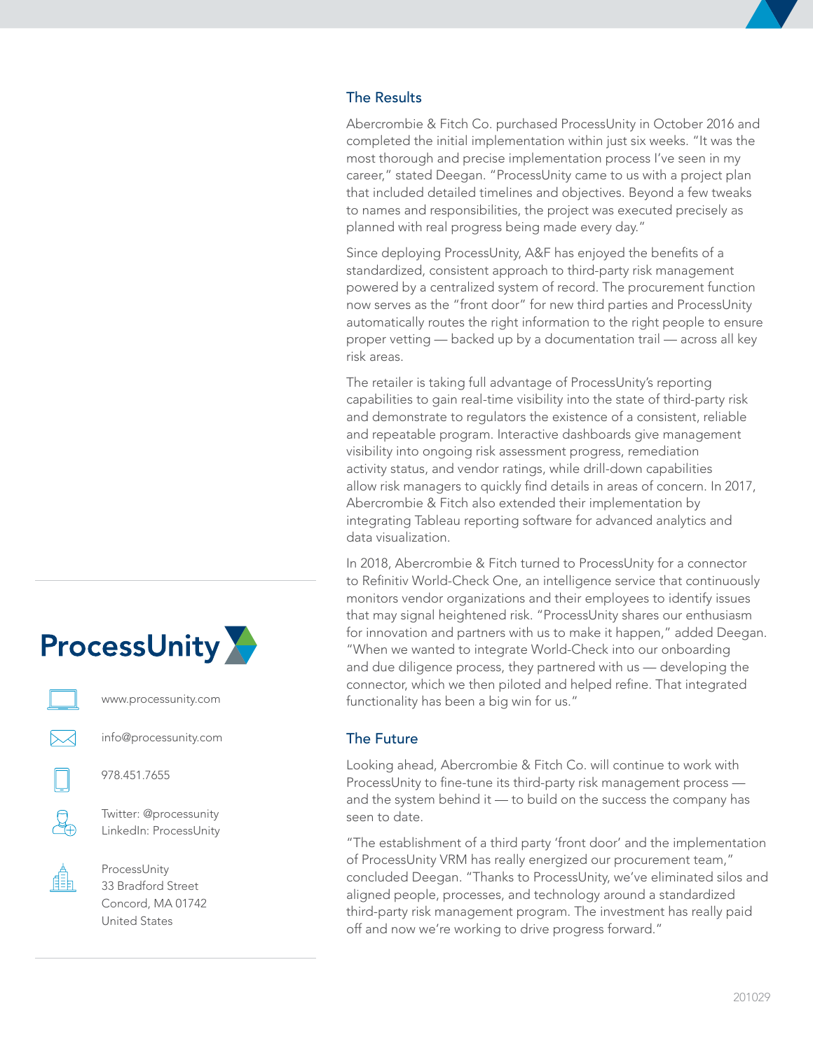## The Results

Abercrombie & Fitch Co. purchased ProcessUnity in October 2016 and completed the initial implementation within just six weeks. "It was the most thorough and precise implementation process I've seen in my career," stated Deegan. "ProcessUnity came to us with a project plan that included detailed timelines and objectives. Beyond a few tweaks to names and responsibilities, the project was executed precisely as planned with real progress being made every day."

Since deploying ProcessUnity, A&F has enjoyed the benefits of a standardized, consistent approach to third-party risk management powered by a centralized system of record. The procurement function now serves as the "front door" for new third parties and ProcessUnity automatically routes the right information to the right people to ensure proper vetting — backed up by a documentation trail — across all key risk areas.

The retailer is taking full advantage of ProcessUnity's reporting capabilities to gain real-time visibility into the state of third-party risk and demonstrate to regulators the existence of a consistent, reliable and repeatable program. Interactive dashboards give management visibility into ongoing risk assessment progress, remediation activity status, and vendor ratings, while drill-down capabilities allow risk managers to quickly find details in areas of concern. In 2017, Abercrombie & Fitch also extended their implementation by integrating Tableau reporting software for advanced analytics and data visualization.

In 2018, Abercrombie & Fitch turned to ProcessUnity for a connector to Refinitiv World-Check One, an intelligence service that continuously monitors vendor organizations and their employees to identify issues that may signal heightened risk. "ProcessUnity shares our enthusiasm for innovation and partners with us to make it happen," added Deegan. "When we wanted to integrate World-Check into our onboarding and due diligence process, they partnered with us — developing the connector, which we then piloted and helped refine. That integrated functionality has been a big win for us."

## The Future

Looking ahead, Abercrombie & Fitch Co. will continue to work with ProcessUnity to fine-tune its third-party risk management process — and the system behind it — to build on the success the company has seen to date.

"The establishment of a third party 'front door' and the implementation of ProcessUnity VRM has really energized our procurement team," concluded Deegan. "Thanks to ProcessUnity, we've eliminated silos and aligned people, processes, and technology around a standardized third-party risk management program. The investment has really paid off and now we're working to drive progress forward."

ProcessUnity

www.processunity.com

info@processunity.com

978.451.7655

Twitter: @processunity
LinkedIn: ProcessUnity

ProcessUnity
33 Bradford Street
Concord, MA 01742
United States

201029